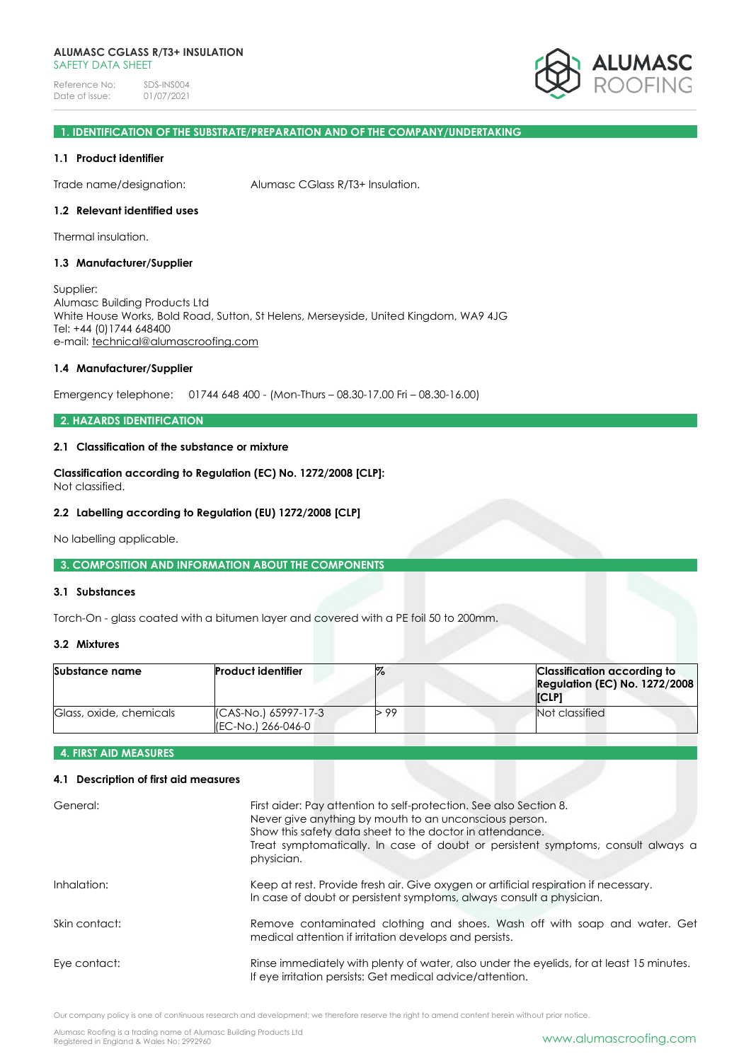**ALUMASC CGLASS R/T3+ INSULATION**
SAFETY DATA SHEET

Reference No: SDS-INS004
Date of issue: 01/07/2021

## 1. IDENTIFICATION OF THE SUBSTRATE/PREPARATION AND OF THE COMPANY/UNDERTAKING

### 1.1 Product identifier

Trade name/designation: Alumasc CGlass R/T3+ Insulation.

### 1.2 Relevant identified uses

Thermal insulation.

### 1.3 Manufacturer/Supplier

Supplier:
Alumasc Building Products Ltd
White House Works, Bold Road, Sutton, St Helens, Merseyside, United Kingdom, WA9 4JG
Tel: +44 (0)1744 648400
e-mail: technical@alumascroofing.com

### 1.4 Manufacturer/Supplier

Emergency telephone: 01744 648 400 - (Mon-Thurs – 08.30-17.00 Fri – 08.30-16.00)

## 2. HAZARDS IDENTIFICATION

### 2.1 Classification of the substance or mixture

**Classification according to Regulation (EC) No. 1272/2008 [CLP]:**
Not classified.

### 2.2 Labelling according to Regulation (EU) 1272/2008 [CLP]

No labelling applicable.

## 3. COMPOSITION AND INFORMATION ABOUT THE COMPONENTS

### 3.1 Substances

Torch-On - glass coated with a bitumen layer and covered with a PE foil 50 to 200mm.

### 3.2 Mixtures

| Substance name | Product identifier | % | Classification according to Regulation (EC) No. 1272/2008 [CLP] |
|---|---|---|---|
| Glass, oxide, chemicals | (CAS-No.) 65997-17-3<br>(EC-No.) 266-046-0 | > 99 | Not classified |

## 4. FIRST AID MEASURES

### 4.1 Description of first aid measures

General: First aider: Pay attention to self-protection. See also Section 8.
Never give anything by mouth to an unconscious person.
Show this safety data sheet to the doctor in attendance.
Treat symptomatically. In case of doubt or persistent symptoms, consult always a physician.

Inhalation: Keep at rest. Provide fresh air. Give oxygen or artificial respiration if necessary.
In case of doubt or persistent symptoms, always consult a physician.

Skin contact: Remove contaminated clothing and shoes. Wash off with soap and water. Get medical attention if irritation develops and persists.

Eye contact: Rinse immediately with plenty of water, also under the eyelids, for at least 15 minutes.
If eye irritation persists: Get medical advice/attention.

Our company policy is one of continuous research and development; we therefore reserve the right to amend content herein without prior notice.

Alumasc Roofing is a trading name of Alumasc Building Products Ltd
Registered in England & Wales No: 2992960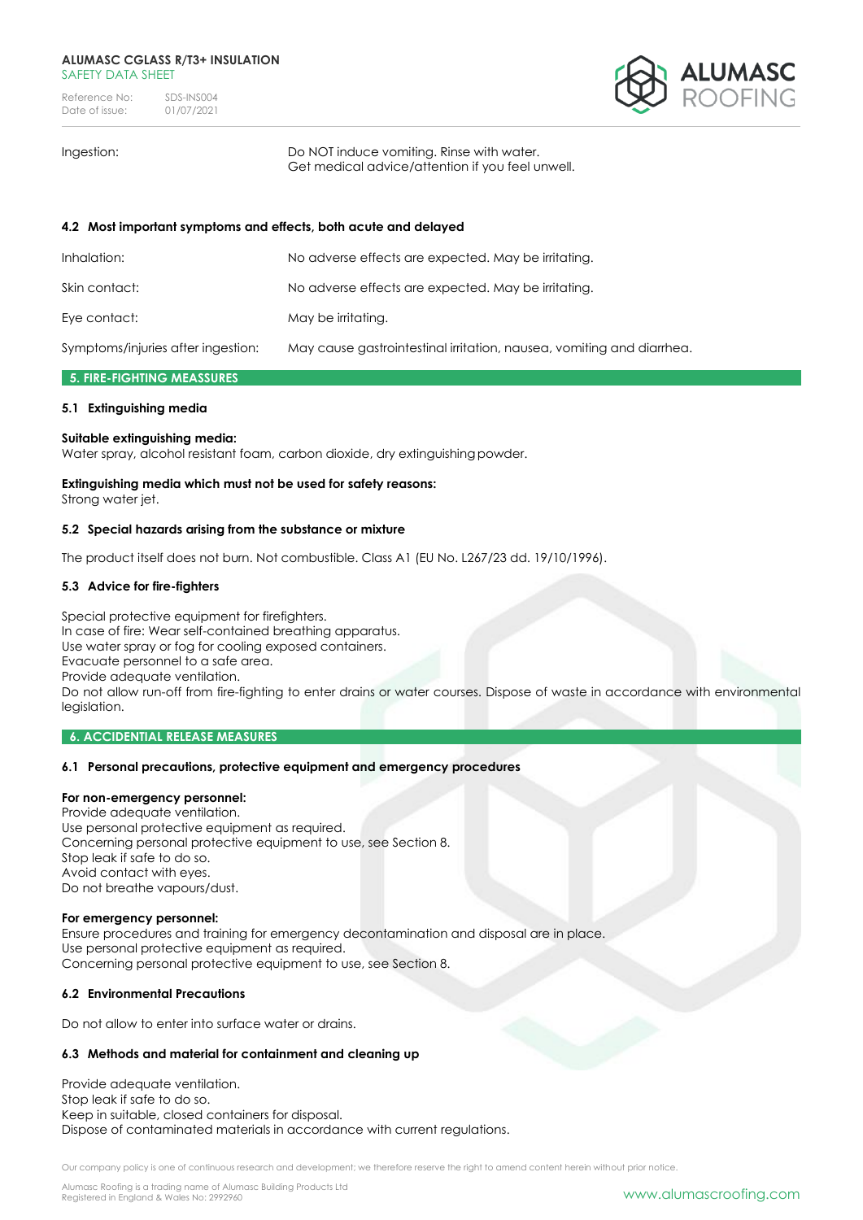| | |
|---|---|
| Ingestion: | Do NOT induce vomiting. Rinse with water. Get medical advice/attention if you feel unwell. |

### 4.2 Most important symptoms and effects, both acute and delayed

| | |
|---|---|
| Inhalation: | No adverse effects are expected. May be irritating. |
| Skin contact: | No adverse effects are expected. May be irritating. |
| Eye contact: | May be irritating. |
| Symptoms/injuries after ingestion: | May cause gastrointestinal irritation, nausea, vomiting and diarrhea. |

## 5. FIRE-FIGHTING MEASSURES

### 5.1 Extinguishing media

**Suitable extinguishing media:**
Water spray, alcohol resistant foam, carbon dioxide, dry extinguishing powder.

**Extinguishing media which must not be used for safety reasons:**
Strong water jet.

### 5.2 Special hazards arising from the substance or mixture

The product itself does not burn. Not combustible. Class A1 (EU No. L267/23 dd. 19/10/1996).

### 5.3 Advice for fire-fighters

Special protective equipment for firefighters.
In case of fire: Wear self-contained breathing apparatus.
Use water spray or fog for cooling exposed containers.
Evacuate personnel to a safe area.
Provide adequate ventilation.
Do not allow run-off from fire-fighting to enter drains or water courses. Dispose of waste in accordance with environmental legislation.

## 6. ACCIDENTIAL RELEASE MEASURES

### 6.1 Personal precautions, protective equipment and emergency procedures

**For non-emergency personnel:**
Provide adequate ventilation.
Use personal protective equipment as required.
Concerning personal protective equipment to use, see Section 8.
Stop leak if safe to do so.
Avoid contact with eyes.
Do not breathe vapours/dust.

**For emergency personnel:**
Ensure procedures and training for emergency decontamination and disposal are in place.
Use personal protective equipment as required.
Concerning personal protective equipment to use, see Section 8.

### 6.2 Environmental Precautions

Do not allow to enter into surface water or drains.

### 6.3 Methods and material for containment and cleaning up

Provide adequate ventilation.
Stop leak if safe to do so.
Keep in suitable, closed containers for disposal.
Dispose of contaminated materials in accordance with current regulations.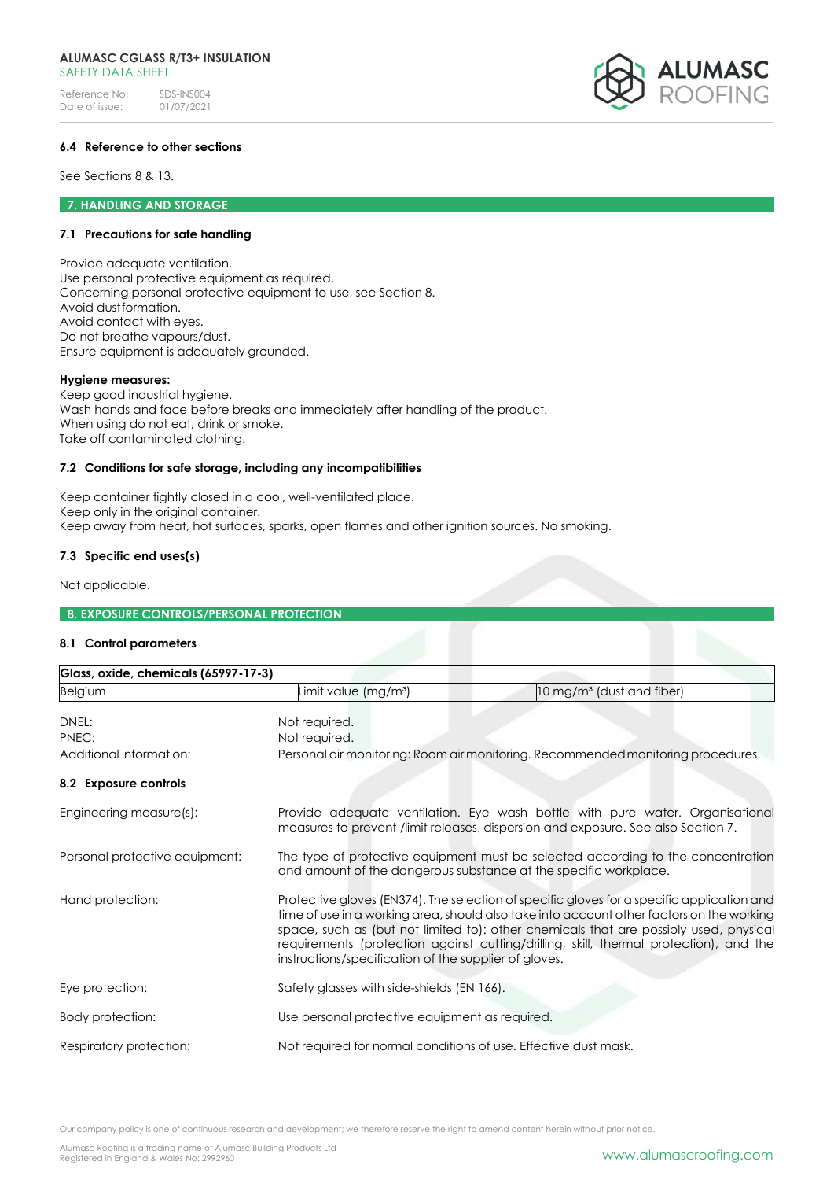### 6.4 Reference to other sections

See Sections 8 & 13.

## 7. HANDLING AND STORAGE

### 7.1 Precautions for safe handling

Provide adequate ventilation.
Use personal protective equipment as required.
Concerning personal protective equipment to use, see Section 8.
Avoid dustformation.
Avoid contact with eyes.
Do not breathe vapours/dust.
Ensure equipment is adequately grounded.

**Hygiene measures:**
Keep good industrial hygiene.
Wash hands and face before breaks and immediately after handling of the product.
When using do not eat, drink or smoke.
Take off contaminated clothing.

### 7.2 Conditions for safe storage, including any incompatibilities

Keep container tightly closed in a cool, well-ventilated place.
Keep only in the original container.
Keep away from heat, hot surfaces, sparks, open flames and other ignition sources. No smoking.

### 7.3 Specific end uses(s)

Not applicable.

## 8. EXPOSURE CONTROLS/PERSONAL PROTECTION

### 8.1 Control parameters

| Glass, oxide, chemicals (65997-17-3) | | |
|---|---|---|
| Belgium | Limit value (mg/m³) | 10 mg/m³ (dust and fiber) |

DNEL: Not required.
PNEC: Not required.
Additional information: Personal air monitoring: Room air monitoring. Recommended monitoring procedures.

### 8.2 Exposure controls

Engineering measure(s): Provide adequate ventilation. Eye wash bottle with pure water. Organisational measures to prevent /limit releases, dispersion and exposure. See also Section 7.

Personal protective equipment: The type of protective equipment must be selected according to the concentration and amount of the dangerous substance at the specific workplace.

Hand protection: Protective gloves (EN374). The selection of specific gloves for a specific application and time of use in a working area, should also take into account other factors on the working space, such as (but not limited to): other chemicals that are possibly used, physical requirements (protection against cutting/drilling, skill, thermal protection), and the instructions/specification of the supplier of gloves.

Eye protection: Safety glasses with side-shields (EN 166).

Body protection: Use personal protective equipment as required.

Respiratory protection: Not required for normal conditions of use. Effective dust mask.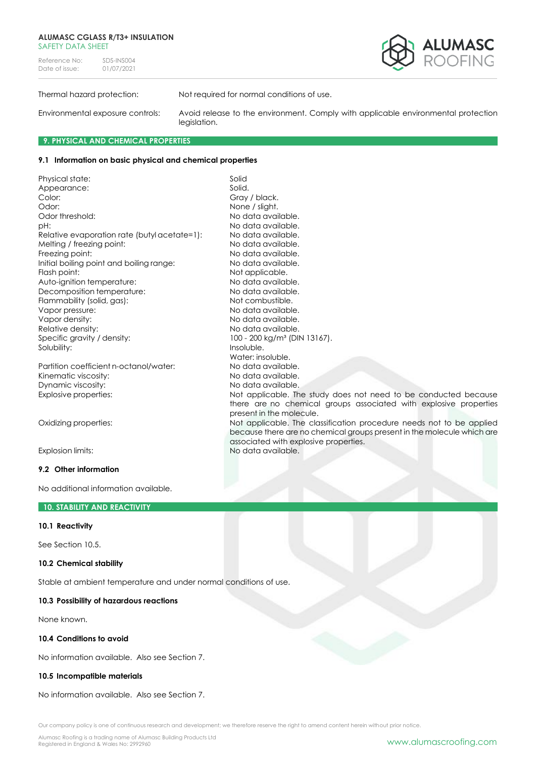| | |
|---|---|
| Thermal hazard protection: | Not required for normal conditions of use. |
| Environmental exposure controls: | Avoid release to the environment. Comply with applicable environmental protection legislation. |

## 9. PHYSICAL AND CHEMICAL PROPERTIES

### 9.1 Information on basic physical and chemical properties

| | |
|---|---|
| Physical state: | Solid |
| Appearance: | Solid. |
| Color: | Gray / black. |
| Odor: | None / slight. |
| Odor threshold: | No data available. |
| pH: | No data available. |
| Relative evaporation rate (butyl acetate=1): | No data available. |
| Melting / freezing point: | No data available. |
| Freezing point: | No data available. |
| Initial boiling point and boiling range: | No data available. |
| Flash point: | Not applicable. |
| Auto-ignition temperature: | No data available. |
| Decomposition temperature: | No data available. |
| Flammability (solid, gas): | Not combustible. |
| Vapor pressure: | No data available. |
| Vapor density: | No data available. |
| Relative density: | No data available. |
| Specific gravity / density: | 100 - 200 kg/m³ (DIN 13167). |
| Solubility: | Insoluble. Water: insoluble. |
| Partition coefficient n-octanol/water: | No data available. |
| Kinematic viscosity: | No data available. |
| Dynamic viscosity: | No data available. |
| Explosive properties: | Not applicable. The study does not need to be conducted because there are no chemical groups associated with explosive properties present in the molecule. |
| Oxidizing properties: | Not applicable. The classification procedure needs not to be applied because there are no chemical groups present in the molecule which are associated with explosive properties. |
| Explosion limits: | No data available. |

### 9.2 Other information

No additional information available.

## 10. STABILITY AND REACTIVITY

### 10.1 Reactivity

See Section 10.5.

### 10.2 Chemical stability

Stable at ambient temperature and under normal conditions of use.

### 10.3 Possibility of hazardous reactions

None known.

### 10.4 Conditions to avoid

No information available. Also see Section 7.

### 10.5 Incompatible materials

No information available. Also see Section 7.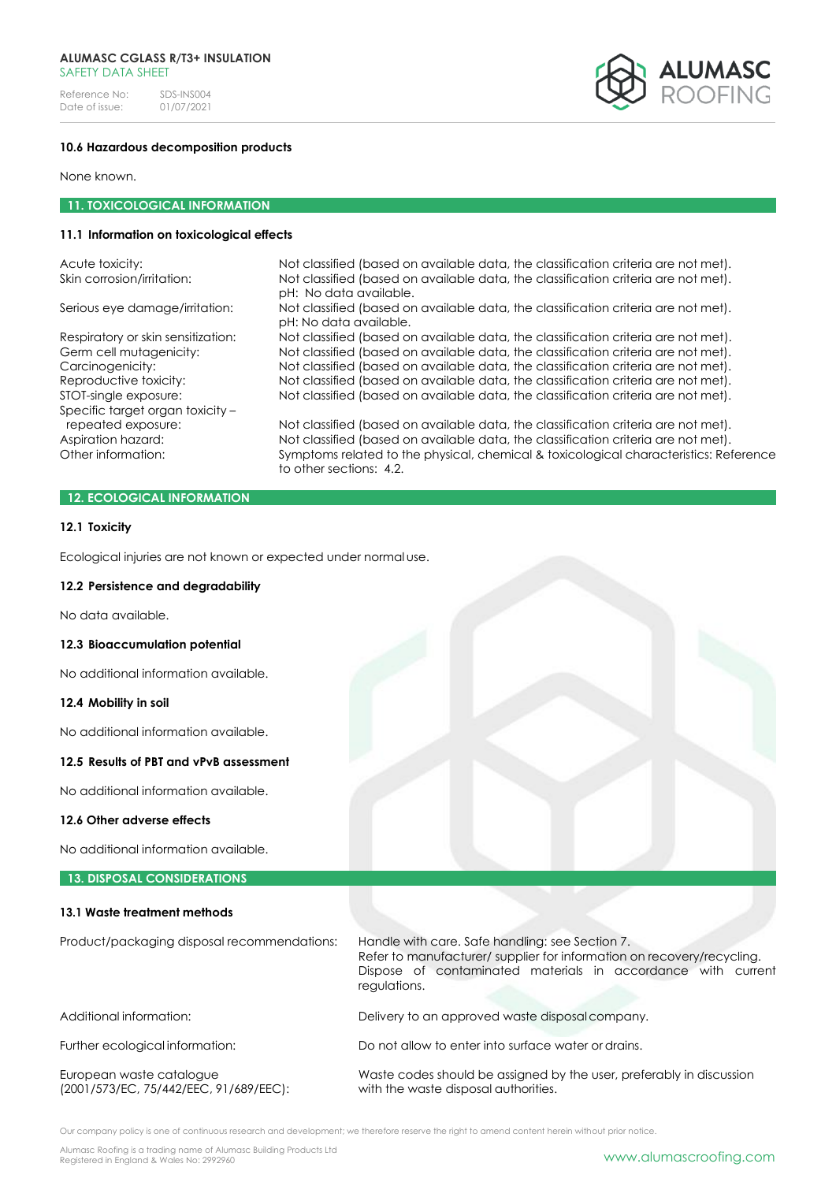### 10.6 Hazardous decomposition products

None known.

## 11. TOXICOLOGICAL INFORMATION

### 11.1 Information on toxicological effects

| | |
|---|---|
| Acute toxicity: | Not classified (based on available data, the classification criteria are not met). |
| Skin corrosion/irritation: | Not classified (based on available data, the classification criteria are not met). pH: No data available. |
| Serious eye damage/irritation: | Not classified (based on available data, the classification criteria are not met). pH: No data available. |
| Respiratory or skin sensitization: | Not classified (based on available data, the classification criteria are not met). |
| Germ cell mutagenicity: | Not classified (based on available data, the classification criteria are not met). |
| Carcinogenicity: | Not classified (based on available data, the classification criteria are not met). |
| Reproductive toxicity: | Not classified (based on available data, the classification criteria are not met). |
| STOT-single exposure: | Not classified (based on available data, the classification criteria are not met). |
| Specific target organ toxicity – repeated exposure: | Not classified (based on available data, the classification criteria are not met). |
| Aspiration hazard: | Not classified (based on available data, the classification criteria are not met). |
| Other information: | Symptoms related to the physical, chemical & toxicological characteristics: Reference to other sections: 4.2. |

## 12. ECOLOGICAL INFORMATION

### 12.1 Toxicity

Ecological injuries are not known or expected under normal use.

### 12.2 Persistence and degradability

No data available.

### 12.3 Bioaccumulation potential

No additional information available.

### 12.4 Mobility in soil

No additional information available.

### 12.5 Results of PBT and vPvB assessment

No additional information available.

### 12.6 Other adverse effects

No additional information available.

## 13. DISPOSAL CONSIDERATIONS

### 13.1 Waste treatment methods

| | |
|---|---|
| Product/packaging disposal recommendations: | Handle with care. Safe handling: see Section 7. Refer to manufacturer/ supplier for information on recovery/recycling. Dispose of contaminated materials in accordance with current regulations. |
| Additional information: | Delivery to an approved waste disposal company. |
| Further ecological information: | Do not allow to enter into surface water or drains. |
| European waste catalogue (2001/573/EC, 75/442/EEC, 91/689/EEC): | Waste codes should be assigned by the user, preferably in discussion with the waste disposal authorities. |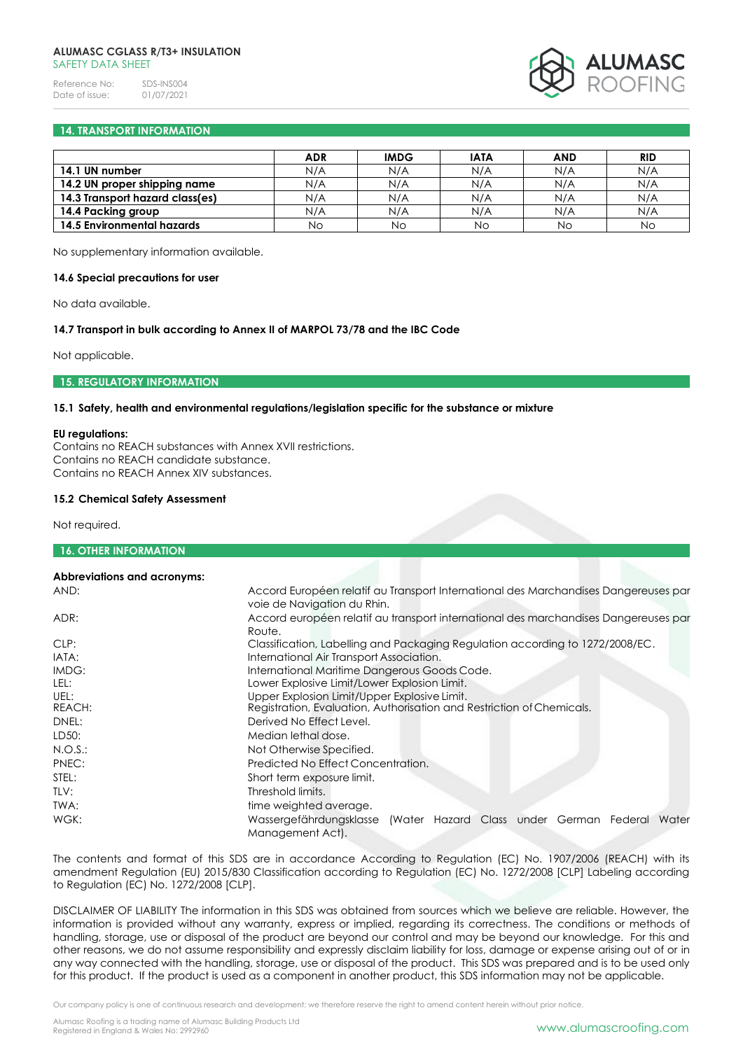## 14. TRANSPORT INFORMATION

| | ADR | IMDG | IATA | AND | RID |
|---|---|---|---|---|---|
| **14.1 UN number** | N/A | N/A | N/A | N/A | N/A |
| **14.2 UN proper shipping name** | N/A | N/A | N/A | N/A | N/A |
| **14.3 Transport hazard class(es)** | N/A | N/A | N/A | N/A | N/A |
| **14.4 Packing group** | N/A | N/A | N/A | N/A | N/A |
| **14.5 Environmental hazards** | No | No | No | No | No |

No supplementary information available.

### 14.6 Special precautions for user

No data available.

### 14.7 Transport in bulk according to Annex II of MARPOL 73/78 and the IBC Code

Not applicable.

## 15. REGULATORY INFORMATION

### 15.1 Safety, health and environmental regulations/legislation specific for the substance or mixture

**EU regulations:**
Contains no REACH substances with Annex XVII restrictions.
Contains no REACH candidate substance.
Contains no REACH Annex XIV substances.

### 15.2 Chemical Safety Assessment

Not required.

## 16. OTHER INFORMATION

**Abbreviations and acronyms:**

| | |
|---|---|
| AND: | Accord Européen relatif au Transport International des Marchandises Dangereuses par voie de Navigation du Rhin. |
| ADR: | Accord européen relatif au transport international des marchandises Dangereuses par Route. |
| CLP: | Classification, Labelling and Packaging Regulation according to 1272/2008/EC. |
| IATA: | International Air Transport Association. |
| IMDG: | International Maritime Dangerous Goods Code. |
| LEL: | Lower Explosive Limit/Lower Explosion Limit. |
| UEL: | Upper Explosion Limit/Upper Explosive Limit. |
| REACH: | Registration, Evaluation, Authorisation and Restriction of Chemicals. |
| DNEL: | Derived No Effect Level. |
| LD50: | Median lethal dose. |
| N.O.S.: | Not Otherwise Specified. |
| PNEC: | Predicted No Effect Concentration. |
| STEL: | Short term exposure limit. |
| TLV: | Threshold limits. |
| TWA: | time weighted average. |
| WGK: | Wassergefährdungsklasse (Water Hazard Class under German Federal Water Management Act). |

The contents and format of this SDS are in accordance According to Regulation (EC) No. 1907/2006 (REACH) with its amendment Regulation (EU) 2015/830 Classification according to Regulation (EC) No. 1272/2008 [CLP] Labeling according to Regulation (EC) No. 1272/2008 [CLP].

DISCLAIMER OF LIABILITY The information in this SDS was obtained from sources which we believe are reliable. However, the information is provided without any warranty, express or implied, regarding its correctness. The conditions or methods of handling, storage, use or disposal of the product are beyond our control and may be beyond our knowledge. For this and other reasons, we do not assume responsibility and expressly disclaim liability for loss, damage or expense arising out of or in any way connected with the handling, storage, use or disposal of the product. This SDS was prepared and is to be used only for this product. If the product is used as a component in another product, this SDS information may not be applicable.